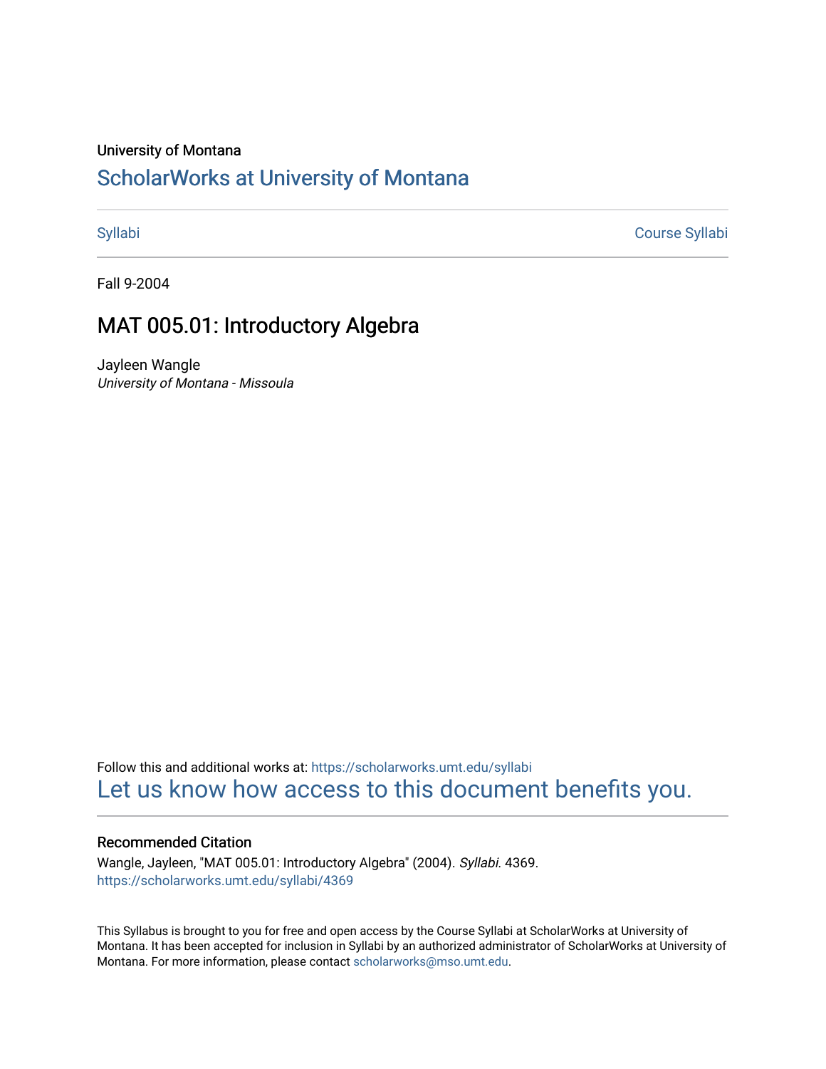University of Montana

# ScholarWorks at University of Montana

Syllabi Course Syllabi

Fall 9-2004

## MAT 005.01: Introductory Algebra

Jayleen Wangle
*University of Montana - Missoula*

Follow this and additional works at: https://scholarworks.umt.edu/syllabi
Let us know how access to this document benefits you.

### Recommended Citation

Wangle, Jayleen, "MAT 005.01: Introductory Algebra" (2004). *Syllabi*. 4369.
https://scholarworks.umt.edu/syllabi/4369

This Syllabus is brought to you for free and open access by the Course Syllabi at ScholarWorks at University of Montana. It has been accepted for inclusion in Syllabi by an authorized administrator of ScholarWorks at University of Montana. For more information, please contact scholarworks@mso.umt.edu.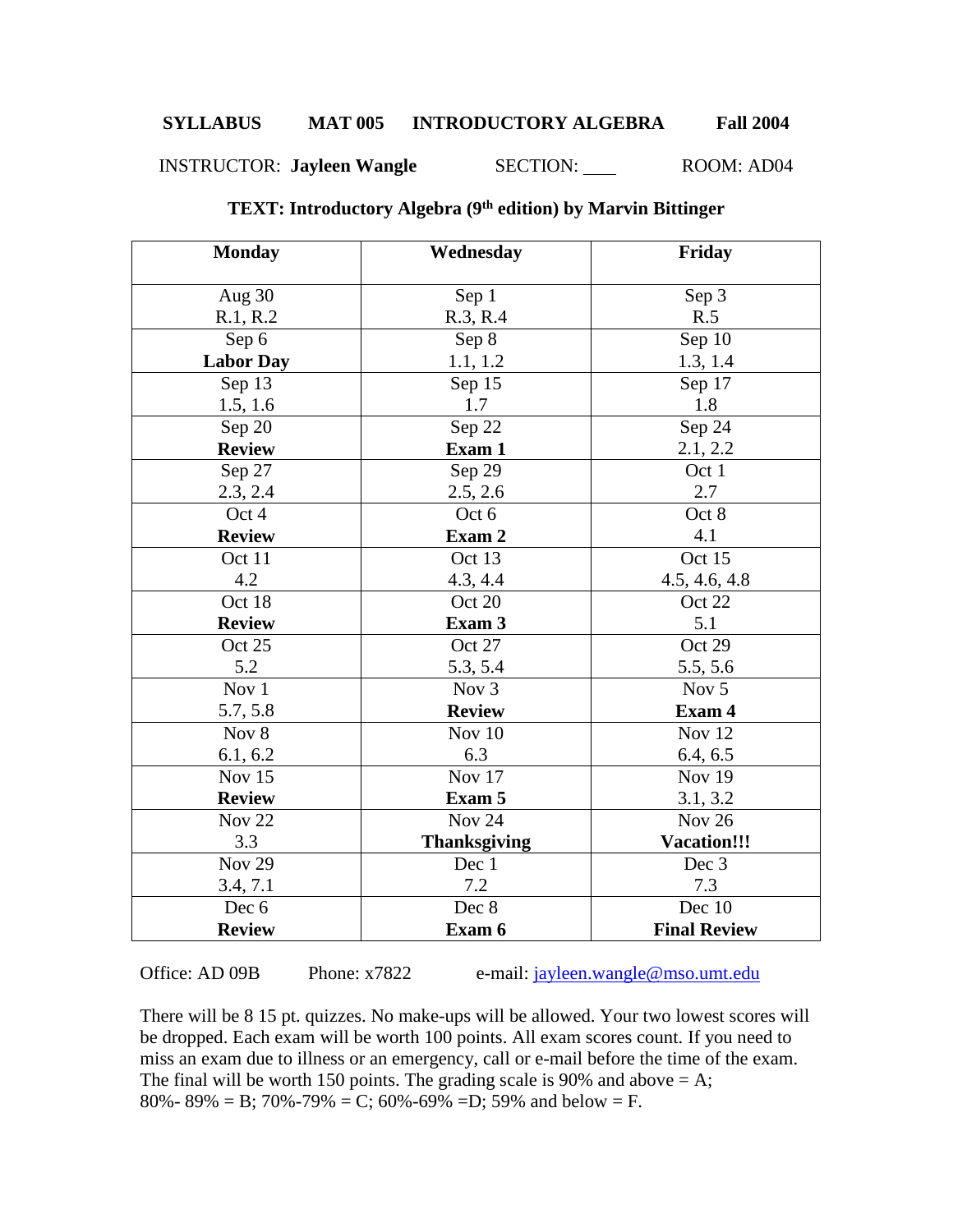**SYLLABUS MAT 005 INTRODUCTORY ALGEBRA Fall 2004**

INSTRUCTOR: **Jayleen Wangle** SECTION: ____ ROOM: AD04

**TEXT: Introductory Algebra (9th edition) by Marvin Bittinger**

| Monday | Wednesday | Friday |
|---|---|---|
| Aug 30<br>R.1, R.2 | Sep 1<br>R.3, R.4 | Sep 3<br>R.5 |
| Sep 6<br>**Labor Day** | Sep 8<br>1.1, 1.2 | Sep 10<br>1.3, 1.4 |
| Sep 13<br>1.5, 1.6 | Sep 15<br>1.7 | Sep 17<br>1.8 |
| Sep 20<br>**Review** | Sep 22<br>**Exam 1** | Sep 24<br>2.1, 2.2 |
| Sep 27<br>2.3, 2.4 | Sep 29<br>2.5, 2.6 | Oct 1<br>2.7 |
| Oct 4<br>**Review** | Oct 6<br>**Exam 2** | Oct 8<br>4.1 |
| Oct 11<br>4.2 | Oct 13<br>4.3, 4.4 | Oct 15<br>4.5, 4.6, 4.8 |
| Oct 18<br>**Review** | Oct 20<br>**Exam 3** | Oct 22<br>5.1 |
| Oct 25<br>5.2 | Oct 27<br>5.3, 5.4 | Oct 29<br>5.5, 5.6 |
| Nov 1<br>5.7, 5.8 | Nov 3<br>**Review** | Nov 5<br>**Exam 4** |
| Nov 8<br>6.1, 6.2 | Nov 10<br>6.3 | Nov 12<br>6.4, 6.5 |
| Nov 15<br>**Review** | Nov 17<br>**Exam 5** | Nov 19<br>3.1, 3.2 |
| Nov 22<br>3.3 | Nov 24<br>**Thanksgiving** | Nov 26<br>**Vacation!!!** |
| Nov 29<br>3.4, 7.1 | Dec 1<br>7.2 | Dec 3<br>7.3 |
| Dec 6<br>**Review** | Dec 8<br>**Exam 6** | Dec 10<br>**Final Review** |

Office: AD 09B Phone: x7822 e-mail: jayleen.wangle@mso.umt.edu

There will be 8 15 pt. quizzes. No make-ups will be allowed. Your two lowest scores will be dropped. Each exam will be worth 100 points. All exam scores count. If you need to miss an exam due to illness or an emergency, call or e-mail before the time of the exam. The final will be worth 150 points. The grading scale is 90% and above = A; 80%- 89% = B; 70%-79% = C; 60%-69% =D; 59% and below = F.